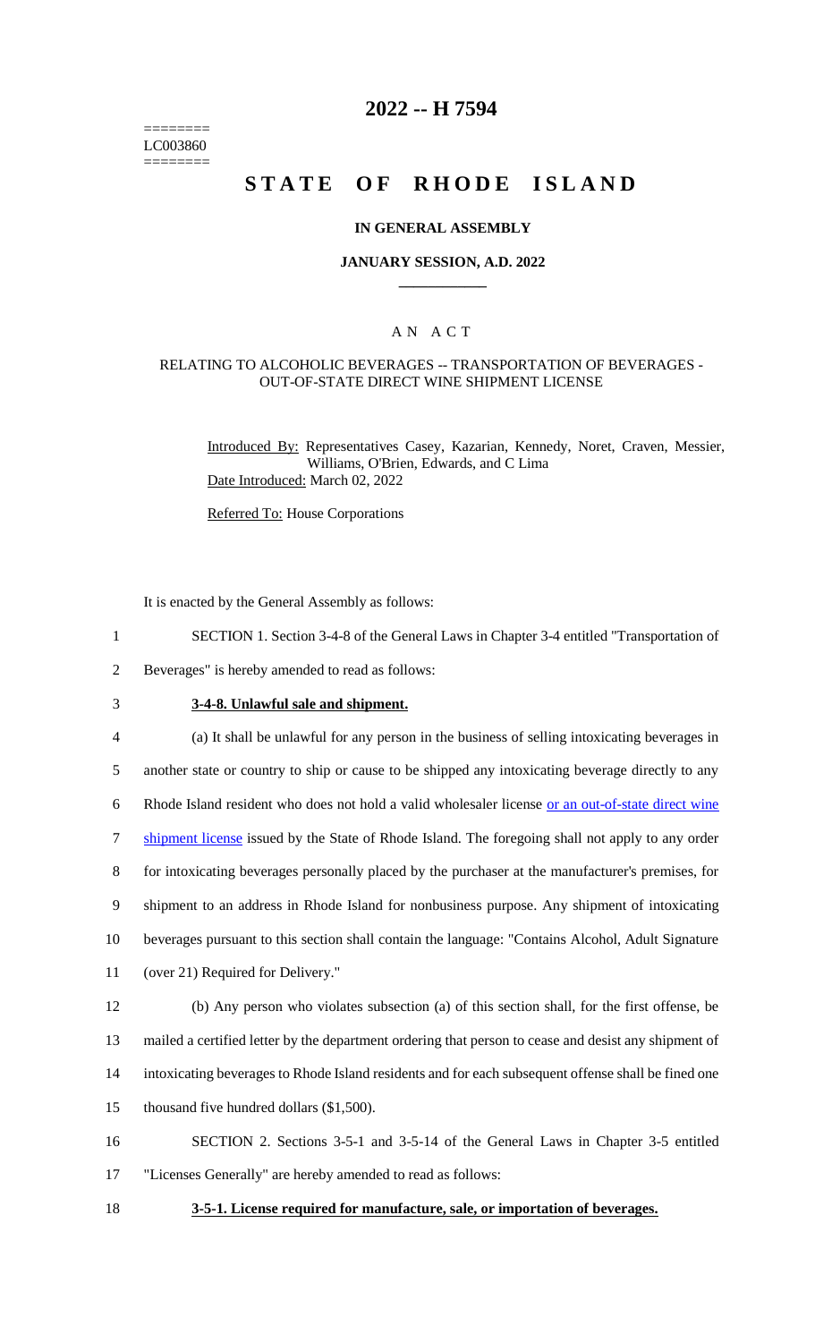========
LC003860
========

# 2022 -- H 7594

# STATE OF RHODE ISLAND

### IN GENERAL ASSEMBLY

### JANUARY SESSION, A.D. 2022

____________

## A N A C T

### RELATING TO ALCOHOLIC BEVERAGES -- TRANSPORTATION OF BEVERAGES - OUT-OF-STATE DIRECT WINE SHIPMENT LICENSE

Introduced By: Representatives Casey, Kazarian, Kennedy, Noret, Craven, Messier, Williams, O'Brien, Edwards, and C Lima

Date Introduced: March 02, 2022

Referred To: House Corporations

It is enacted by the General Assembly as follows:

SECTION 1. Section 3-4-8 of the General Laws in Chapter 3-4 entitled "Transportation of Beverages" is hereby amended to read as follows:

**3-4-8. Unlawful sale and shipment.**

(a) It shall be unlawful for any person in the business of selling intoxicating beverages in another state or country to ship or cause to be shipped any intoxicating beverage directly to any Rhode Island resident who does not hold a valid wholesaler license or an out-of-state direct wine shipment license issued by the State of Rhode Island. The foregoing shall not apply to any order for intoxicating beverages personally placed by the purchaser at the manufacturer's premises, for shipment to an address in Rhode Island for nonbusiness purpose. Any shipment of intoxicating beverages pursuant to this section shall contain the language: "Contains Alcohol, Adult Signature (over 21) Required for Delivery."

(b) Any person who violates subsection (a) of this section shall, for the first offense, be mailed a certified letter by the department ordering that person to cease and desist any shipment of intoxicating beverages to Rhode Island residents and for each subsequent offense shall be fined one thousand five hundred dollars ($1,500).

SECTION 2. Sections 3-5-1 and 3-5-14 of the General Laws in Chapter 3-5 entitled "Licenses Generally" are hereby amended to read as follows:

**3-5-1. License required for manufacture, sale, or importation of beverages.**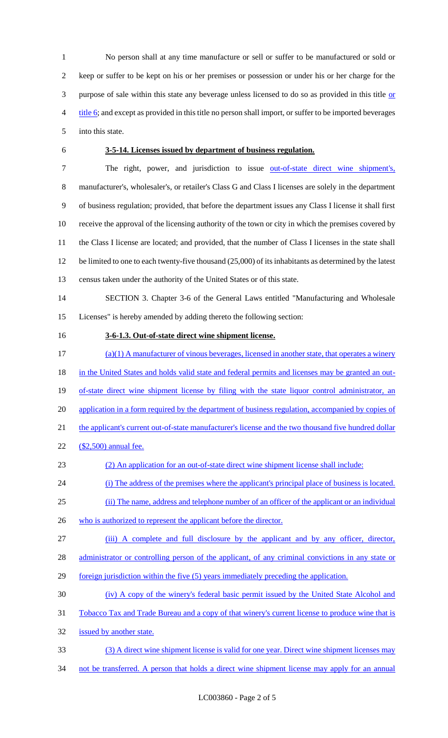No person shall at any time manufacture or sell or suffer to be manufactured or sold or keep or suffer to be kept on his or her premises or possession or under his or her charge for the purpose of sale within this state any beverage unless licensed to do so as provided in this title or title 6; and except as provided in this title no person shall import, or suffer to be imported beverages into this state.

**3-5-14. Licenses issued by department of business regulation.**

The right, power, and jurisdiction to issue out-of-state direct wine shipment's, manufacturer's, wholesaler's, or retailer's Class G and Class I licenses are solely in the department of business regulation; provided, that before the department issues any Class I license it shall first receive the approval of the licensing authority of the town or city in which the premises covered by the Class I license are located; and provided, that the number of Class I licenses in the state shall be limited to one to each twenty-five thousand (25,000) of its inhabitants as determined by the latest census taken under the authority of the United States or of this state.

SECTION 3. Chapter 3-6 of the General Laws entitled "Manufacturing and Wholesale Licenses" is hereby amended by adding thereto the following section:

**3-6-1.3. Out-of-state direct wine shipment license.**

(a)(1) A manufacturer of vinous beverages, licensed in another state, that operates a winery in the United States and holds valid state and federal permits and licenses may be granted an out-of-state direct wine shipment license by filing with the state liquor control administrator, an application in a form required by the department of business regulation, accompanied by copies of the applicant's current out-of-state manufacturer's license and the two thousand five hundred dollar ($2,500) annual fee.

(2) An application for an out-of-state direct wine shipment license shall include:

(i) The address of the premises where the applicant's principal place of business is located.

(ii) The name, address and telephone number of an officer of the applicant or an individual who is authorized to represent the applicant before the director.

(iii) A complete and full disclosure by the applicant and by any officer, director, administrator or controlling person of the applicant, of any criminal convictions in any state or foreign jurisdiction within the five (5) years immediately preceding the application.

(iv) A copy of the winery's federal basic permit issued by the United State Alcohol and Tobacco Tax and Trade Bureau and a copy of that winery's current license to produce wine that is issued by another state.

(3) A direct wine shipment license is valid for one year. Direct wine shipment licenses may not be transferred. A person that holds a direct wine shipment license may apply for an annual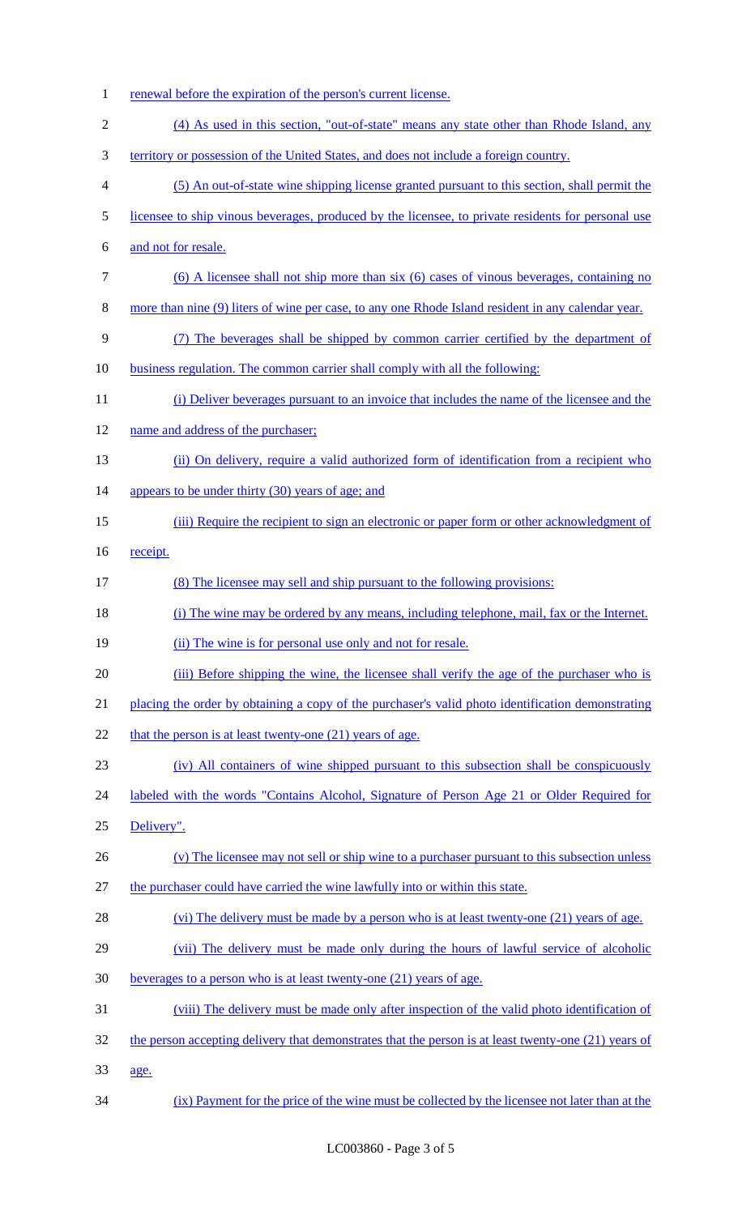renewal before the expiration of the person's current license.

(4) As used in this section, "out-of-state" means any state other than Rhode Island, any territory or possession of the United States, and does not include a foreign country.

(5) An out-of-state wine shipping license granted pursuant to this section, shall permit the licensee to ship vinous beverages, produced by the licensee, to private residents for personal use and not for resale.

(6) A licensee shall not ship more than six (6) cases of vinous beverages, containing no more than nine (9) liters of wine per case, to any one Rhode Island resident in any calendar year.

(7) The beverages shall be shipped by common carrier certified by the department of business regulation. The common carrier shall comply with all the following:

(i) Deliver beverages pursuant to an invoice that includes the name of the licensee and the name and address of the purchaser;

(ii) On delivery, require a valid authorized form of identification from a recipient who appears to be under thirty (30) years of age; and

(iii) Require the recipient to sign an electronic or paper form or other acknowledgment of receipt.

(8) The licensee may sell and ship pursuant to the following provisions:

(i) The wine may be ordered by any means, including telephone, mail, fax or the Internet.

(ii) The wine is for personal use only and not for resale.

(iii) Before shipping the wine, the licensee shall verify the age of the purchaser who is placing the order by obtaining a copy of the purchaser's valid photo identification demonstrating that the person is at least twenty-one (21) years of age.

(iv) All containers of wine shipped pursuant to this subsection shall be conspicuously labeled with the words "Contains Alcohol, Signature of Person Age 21 or Older Required for Delivery".

(v) The licensee may not sell or ship wine to a purchaser pursuant to this subsection unless the purchaser could have carried the wine lawfully into or within this state.

(vi) The delivery must be made by a person who is at least twenty-one (21) years of age.

(vii) The delivery must be made only during the hours of lawful service of alcoholic beverages to a person who is at least twenty-one (21) years of age.

(viii) The delivery must be made only after inspection of the valid photo identification of the person accepting delivery that demonstrates that the person is at least twenty-one (21) years of age.

(ix) Payment for the price of the wine must be collected by the licensee not later than at the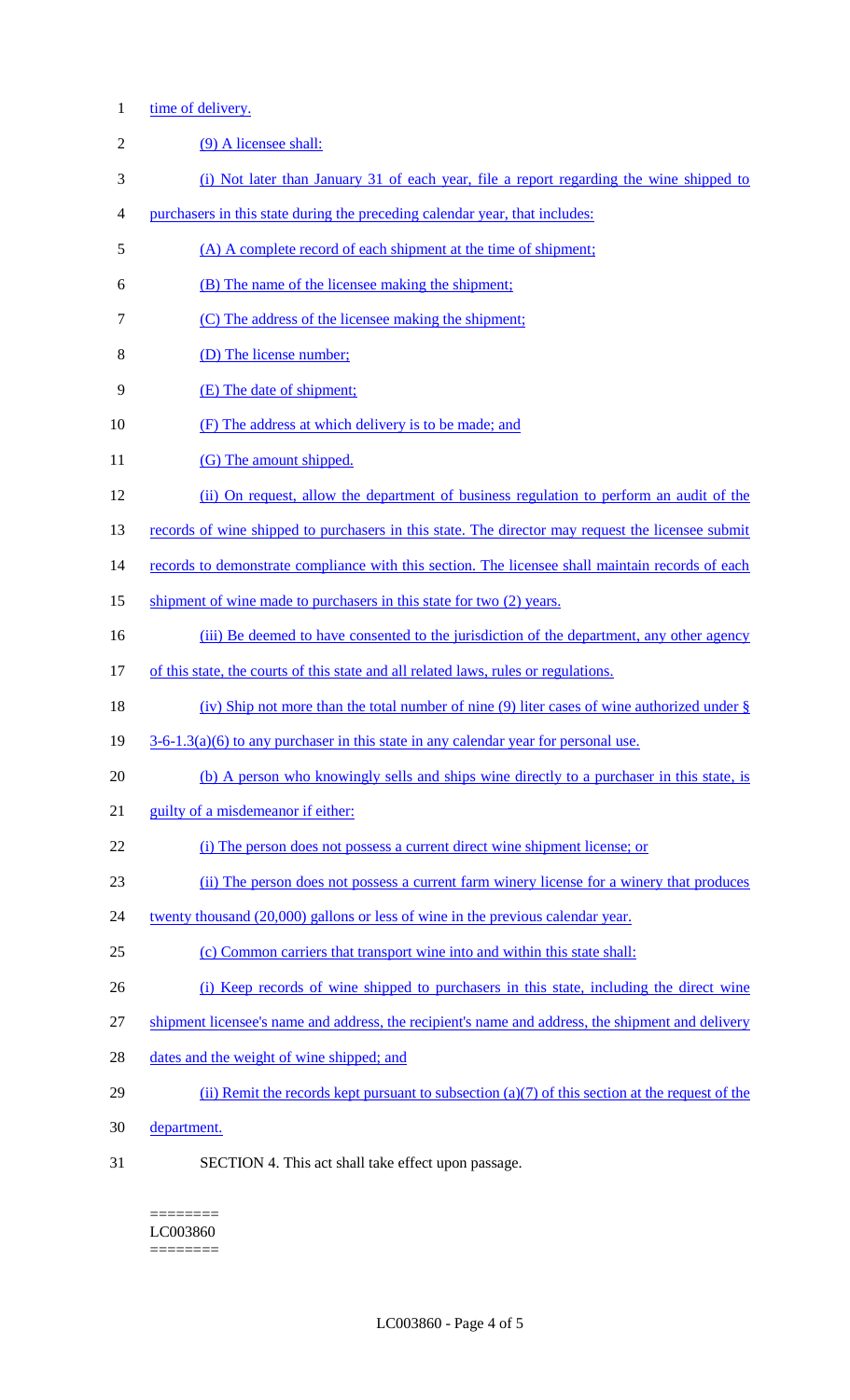time of delivery.

(9) A licensee shall:

(i) Not later than January 31 of each year, file a report regarding the wine shipped to purchasers in this state during the preceding calendar year, that includes:

(A) A complete record of each shipment at the time of shipment;

(B) The name of the licensee making the shipment;

(C) The address of the licensee making the shipment;

(D) The license number;

(E) The date of shipment;

(F) The address at which delivery is to be made; and

(G) The amount shipped.

(ii) On request, allow the department of business regulation to perform an audit of the records of wine shipped to purchasers in this state. The director may request the licensee submit records to demonstrate compliance with this section. The licensee shall maintain records of each shipment of wine made to purchasers in this state for two (2) years.

(iii) Be deemed to have consented to the jurisdiction of the department, any other agency of this state, the courts of this state and all related laws, rules or regulations.

(iv) Ship not more than the total number of nine (9) liter cases of wine authorized under § 3-6-1.3(a)(6) to any purchaser in this state in any calendar year for personal use.

(b) A person who knowingly sells and ships wine directly to a purchaser in this state, is guilty of a misdemeanor if either:

(i) The person does not possess a current direct wine shipment license; or

(ii) The person does not possess a current farm winery license for a winery that produces twenty thousand (20,000) gallons or less of wine in the previous calendar year.

(c) Common carriers that transport wine into and within this state shall:

(i) Keep records of wine shipped to purchasers in this state, including the direct wine shipment licensee's name and address, the recipient's name and address, the shipment and delivery dates and the weight of wine shipped; and

(ii) Remit the records kept pursuant to subsection (a)(7) of this section at the request of the department.

SECTION 4. This act shall take effect upon passage.

========
LC003860
========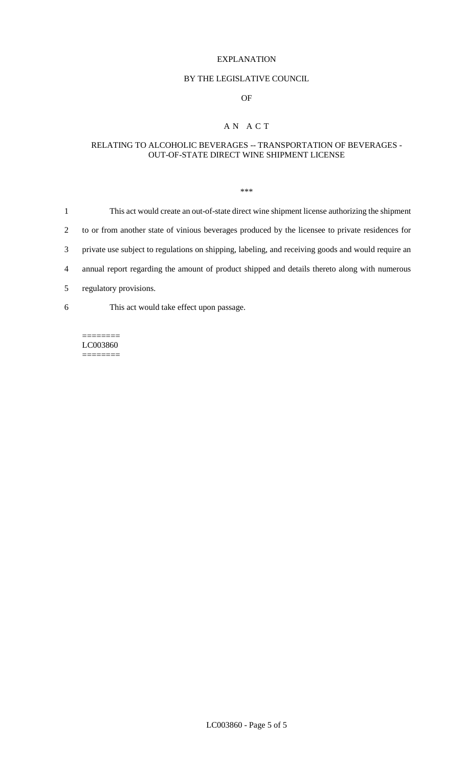EXPLANATION

BY THE LEGISLATIVE COUNCIL

OF

A N A C T

RELATING TO ALCOHOLIC BEVERAGES -- TRANSPORTATION OF BEVERAGES - OUT-OF-STATE DIRECT WINE SHIPMENT LICENSE

\*\*\*

1 This act would create an out-of-state direct wine shipment license authorizing the shipment
2 to or from another state of vinious beverages produced by the licensee to private residences for
3 private use subject to regulations on shipping, labeling, and receiving goods and would require an
4 annual report regarding the amount of product shipped and details thereto along with numerous
5 regulatory provisions.

6 This act would take effect upon passage.

========
LC003860
========